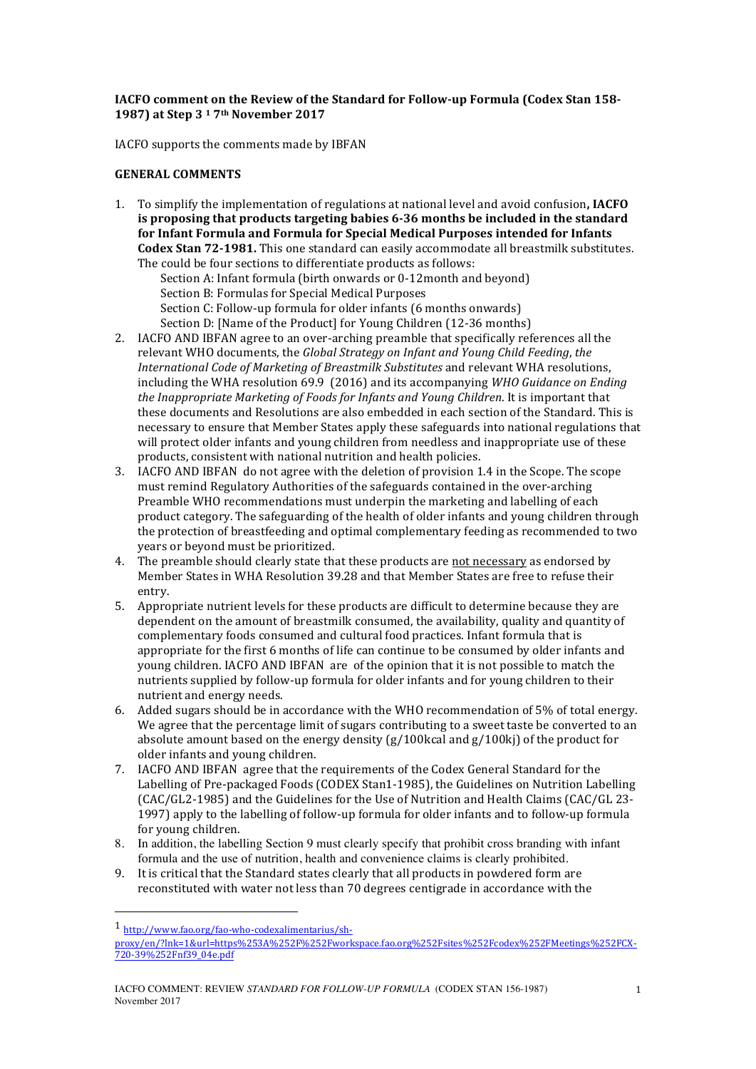**IACFO comment on the Review of the Standard for Follow-up Formula (Codex Stan 158-1987) at Step 3 [1] 7th November 2017**

IACFO supports the comments made by IBFAN

**GENERAL COMMENTS**

1. To simplify the implementation of regulations at national level and avoid confusion**, IACFO is proposing that products targeting babies 6-36 months be included in the standard for Infant Formula and Formula for Special Medical Purposes intended for Infants Codex Stan 72-1981.** This one standard can easily accommodate all breastmilk substitutes. The could be four sections to differentiate products as follows:
   - Section A: Infant formula (birth onwards or 0-12month and beyond)
   - Section B: Formulas for Special Medical Purposes
   - Section C: Follow-up formula for older infants (6 months onwards)
   - Section D: [Name of the Product] for Young Children (12-36 months)
2. IACFO AND IBFAN agree to an over-arching preamble that specifically references all the relevant WHO documents, the *Global Strategy on Infant and Young Child Feeding*, *the International Code of Marketing of Breastmilk Substitutes* and relevant WHA resolutions, including the WHA resolution 69.9 (2016) and its accompanying *WHO Guidance on Ending the Inappropriate Marketing of Foods for Infants and Young Children*. It is important that these documents and Resolutions are also embedded in each section of the Standard. This is necessary to ensure that Member States apply these safeguards into national regulations that will protect older infants and young children from needless and inappropriate use of these products, consistent with national nutrition and health policies.
3. IACFO AND IBFAN do not agree with the deletion of provision 1.4 in the Scope. The scope must remind Regulatory Authorities of the safeguards contained in the over-arching Preamble WHO recommendations must underpin the marketing and labelling of each product category. The safeguarding of the health of older infants and young children through the protection of breastfeeding and optimal complementary feeding as recommended to two years or beyond must be prioritized.
4. The preamble should clearly state that these products are <u>not necessary</u> as endorsed by Member States in WHA Resolution 39.28 and that Member States are free to refuse their entry.
5. Appropriate nutrient levels for these products are difficult to determine because they are dependent on the amount of breastmilk consumed, the availability, quality and quantity of complementary foods consumed and cultural food practices. Infant formula that is appropriate for the first 6 months of life can continue to be consumed by older infants and young children. IACFO AND IBFAN are of the opinion that it is not possible to match the nutrients supplied by follow-up formula for older infants and for young children to their nutrient and energy needs.
6. Added sugars should be in accordance with the WHO recommendation of 5% of total energy. We agree that the percentage limit of sugars contributing to a sweet taste be converted to an absolute amount based on the energy density (g/100kcal and g/100kj) of the product for older infants and young children.
7. IACFO AND IBFAN agree that the requirements of the Codex General Standard for the Labelling of Pre-packaged Foods (CODEX Stan1-1985), the Guidelines on Nutrition Labelling (CAC/GL2-1985) and the Guidelines for the Use of Nutrition and Health Claims (CAC/GL 23-1997) apply to the labelling of follow-up formula for older infants and to follow-up formula for young children.
8. In addition, the labelling Section 9 must clearly specify that prohibit cross branding with infant formula and the use of nutrition, health and convenience claims is clearly prohibited.
9. It is critical that the Standard states clearly that all products in powdered form are reconstituted with water not less than 70 degrees centigrade in accordance with the

[1] http://www.fao.org/fao-who-codexalimentarius/sh-proxy/en/?lnk=1&url=https%253A%252F%252Fworkspace.fao.org%252Fsites%252Fcodex%252FMeetings%252FCX-720-39%252Fnf39_04e.pdf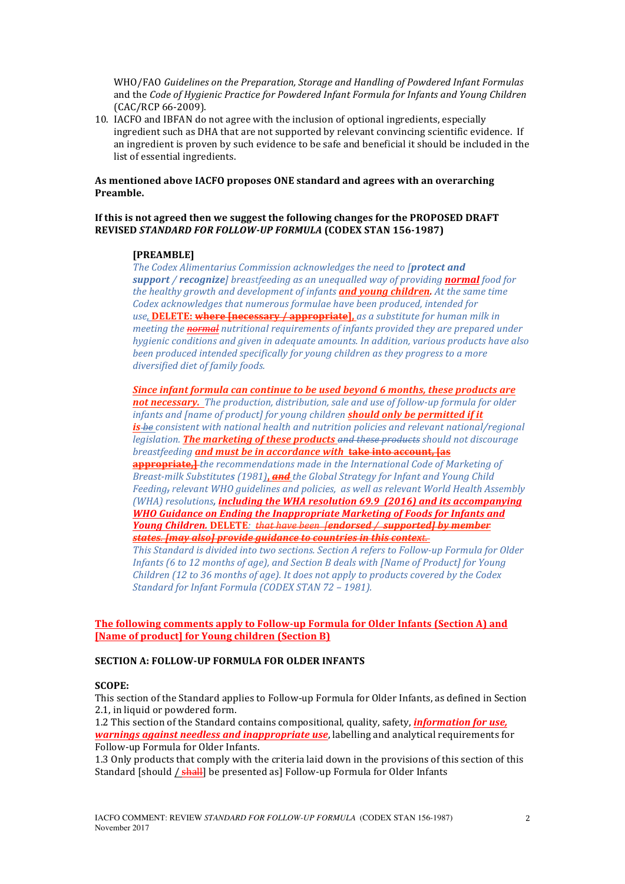WHO/FAO *Guidelines on the Preparation, Storage and Handling of Powdered Infant Formulas* and the *Code of Hygienic Practice for Powdered Infant Formula for Infants and Young Children* (CAC/RCP 66-2009).

10. IACFO and IBFAN do not agree with the inclusion of optional ingredients, especially ingredient such as DHA that are not supported by relevant convincing scientific evidence. If an ingredient is proven by such evidence to be safe and beneficial it should be included in the list of essential ingredients.

**As mentioned above IACFO proposes ONE standard and agrees with an overarching Preamble.**

**If this is not agreed then we suggest the following changes for the PROPOSED DRAFT REVISED *STANDARD FOR FOLLOW-UP FORMULA* (CODEX STAN 156-1987)**

**[PREAMBLE]**

*The Codex Alimentarius Commission acknowledges the need to [**protect and support** / **recognize**] breastfeeding as an unequalled way of providing **normal** food for the healthy growth and development of infants **and young children**. At the same time Codex acknowledges that numerous formulae have been produced, intended for use*, **DELETE: ~~where [necessary / appropriate]~~,** *as a substitute for human milk in meeting the ~~normal~~ nutritional requirements of infants provided they are prepared under hygienic conditions and given in adequate amounts. In addition, various products have also been produced intended specifically for young children as they progress to a more diversified diet of family foods.*

***Since infant formula can continue to be used beyond 6 months, these products are not necessary.*** *The production, distribution, sale and use of follow-up formula for older infants and [name of product] for young children **should only be permitted if it is** ~~be~~ consistent with national health and nutrition policies and relevant national/regional legislation. **The marketing of these products** ~~and these products~~ should not discourage breastfeeding **and must be in accordance with** ~~**take into account, [as appropriate,]**~~ the recommendations made in the International Code of Marketing of Breast-milk Substitutes (1981)**, and** the Global Strategy for Infant and Young Child Feeding~~,~~ relevant WHO guidelines and policies, as well as relevant World Health Assembly (WHA) resolutions, **including the WHA resolution 69.9 (2016) and its accompanying WHO Guidance on Ending the Inappropriate Marketing of Foods for Infants and Young Children.*** **DELETE***: ~~that have been **[endorsed / supported] by member states. [may also] provide guidance to countries in this context.**~~*

*This Standard is divided into two sections. Section A refers to Follow-up Formula for Older Infants (6 to 12 months of age), and Section B deals with [Name of Product] for Young Children (12 to 36 months of age). It does not apply to products covered by the Codex Standard for Infant Formula (CODEX STAN 72 – 1981).*

**The following comments apply to Follow-up Formula for Older Infants (Section A) and [Name of product] for Young children (Section B)**

**SECTION A: FOLLOW-UP FORMULA FOR OLDER INFANTS**

**SCOPE:**

This section of the Standard applies to Follow-up Formula for Older Infants, as defined in Section 2.1, in liquid or powdered form.

1.2 This section of the Standard contains compositional, quality, safety, ***information for use, warnings against needless and inappropriate use***, labelling and analytical requirements for Follow-up Formula for Older Infants.

1.3 Only products that comply with the criteria laid down in the provisions of this section of this Standard [should / ~~shall~~] be presented as] Follow-up Formula for Older Infants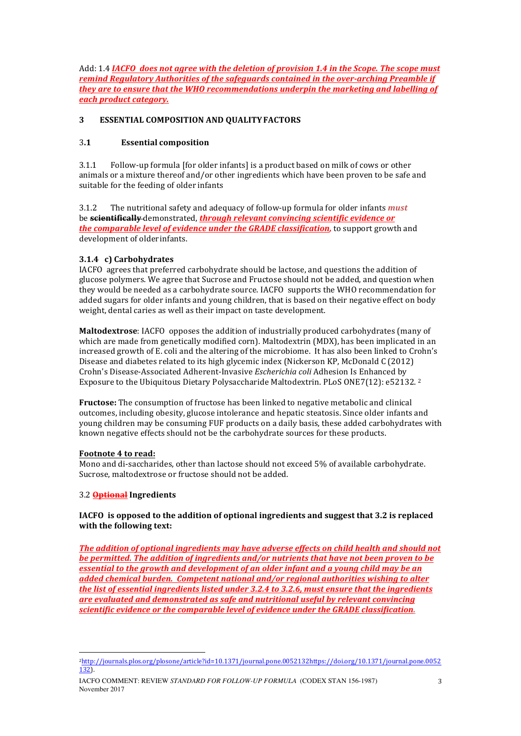Add: 1.4 ***IACFO does not agree with the deletion of provision 1.4 in the Scope. The scope must remind Regulatory Authorities of the safeguards contained in the over-arching Preamble if they are to ensure that the WHO recommendations underpin the marketing and labelling of each product category.***

## 3 ESSENTIAL COMPOSITION AND QUALITY FACTORS

### 3.1 Essential composition

3.1.1 Follow-up formula [for older infants] is a product based on milk of cows or other animals or a mixture thereof and/or other ingredients which have been proven to be safe and suitable for the feeding of older infants

3.1.2 The nutritional safety and adequacy of follow-up formula for older infants *must* be ~~**scientifically**~~ demonstrated, ***through relevant convincing scientific evidence or the comparable level of evidence under the GRADE classification***, to support growth and development of older infants.

**3.1.4 c) Carbohydrates**

IACFO agrees that preferred carbohydrate should be lactose, and questions the addition of glucose polymers. We agree that Sucrose and Fructose should not be added, and question when they would be needed as a carbohydrate source. IACFO supports the WHO recommendation for added sugars for older infants and young children, that is based on their negative effect on body weight, dental caries as well as their impact on taste development.

**Maltodextrose**: IACFO opposes the addition of industrially produced carbohydrates (many of which are made from genetically modified corn). Maltodextrin (MDX), has been implicated in an increased growth of E. coli and the altering of the microbiome. It has also been linked to Crohn's Disease and diabetes related to its high glycemic index (Nickerson KP, McDonald C (2012) Crohn's Disease-Associated Adherent-Invasive *Escherichia coli* Adhesion Is Enhanced by Exposure to the Ubiquitous Dietary Polysaccharide Maltodextrin. PLoS ONE7(12): e52132. [2]

**Fructose:** The consumption of fructose has been linked to negative metabolic and clinical outcomes, including obesity, glucose intolerance and hepatic steatosis. Since older infants and young children may be consuming FUF products on a daily basis, these added carbohydrates with known negative effects should not be the carbohydrate sources for these products.

**Footnote 4 to read:**

Mono and di-saccharides, other than lactose should not exceed 5% of available carbohydrate. Sucrose, maltodextrose or fructose should not be added.

3.2 ~~**Optional**~~ **Ingredients**

**IACFO is opposed to the addition of optional ingredients and suggest that 3.2 is replaced with the following text:**

***The addition of optional ingredients may have adverse effects on child health and should not be permitted. The addition of ingredients and/or nutrients that have not been proven to be essential to the growth and development of an older infant and a young child may be an added chemical burden. Competent national and/or regional authorities wishing to alter the list of essential ingredients listed under 3.2.4 to 3.2.6, must ensure that the ingredients are evaluated and demonstrated as safe and nutritional useful by relevant convincing scientific evidence or the comparable level of evidence under the GRADE classification.***

---

[2] http://journals.plos.org/plosone/article?id=10.1371/journal.pone.0052132https://doi.org/10.1371/journal.pone.0052132).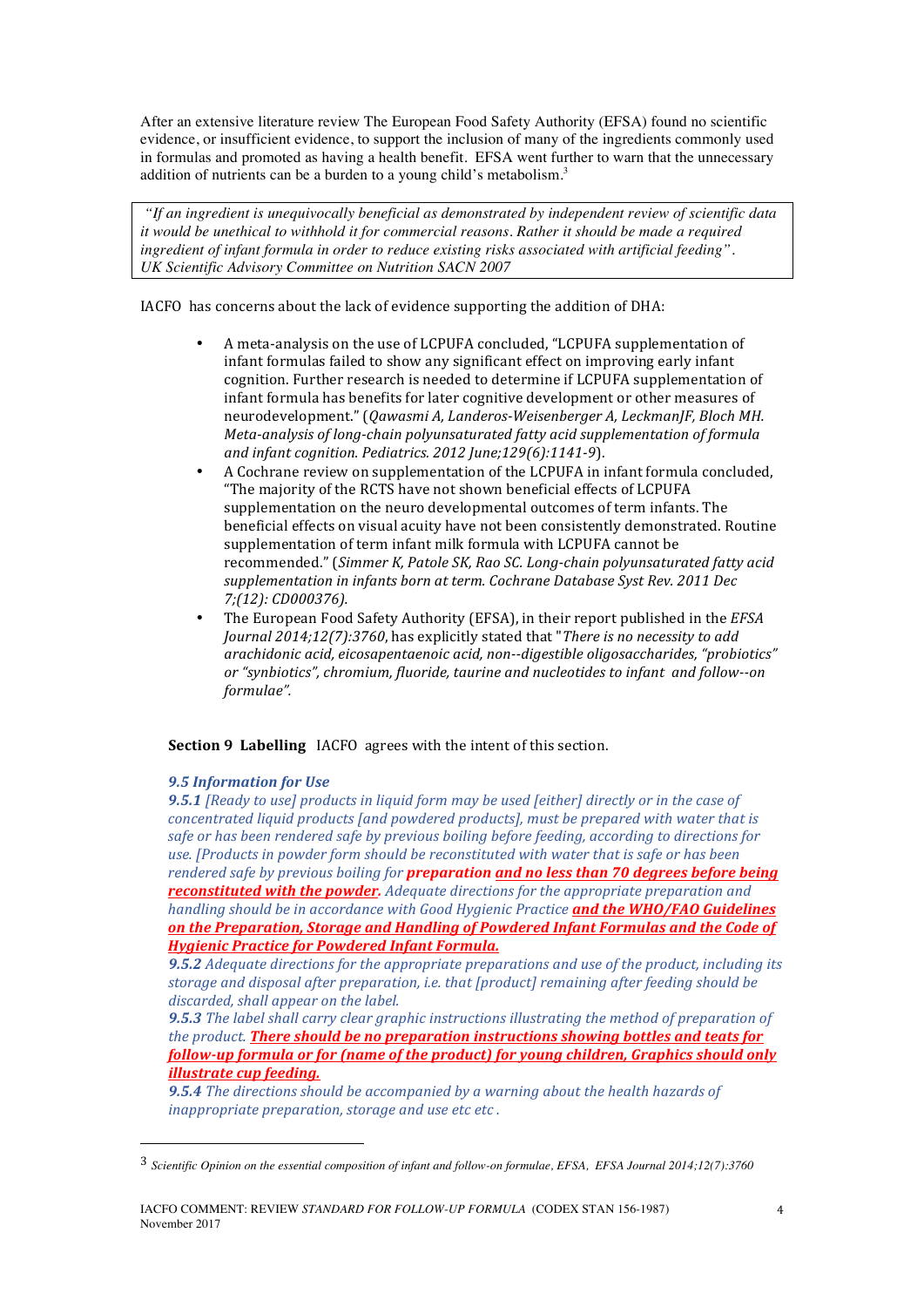After an extensive literature review The European Food Safety Authority (EFSA) found no scientific evidence, or insufficient evidence, to support the inclusion of many of the ingredients commonly used in formulas and promoted as having a health benefit. EFSA went further to warn that the unnecessary addition of nutrients can be a burden to a young child's metabolism.[3]

> *"If an ingredient is unequivocally beneficial as demonstrated by independent review of scientific data it would be unethical to withhold it for commercial reasons. Rather it should be made a required ingredient of infant formula in order to reduce existing risks associated with artificial feeding".*
> *UK Scientific Advisory Committee on Nutrition SACN 2007*

IACFO has concerns about the lack of evidence supporting the addition of DHA:

- A meta-analysis on the use of LCPUFA concluded, "LCPUFA supplementation of infant formulas failed to show any significant effect on improving early infant cognition. Further research is needed to determine if LCPUFA supplementation of infant formula has benefits for later cognitive development or other measures of neurodevelopment." (*Qawasmi A, Landeros-Weisenberger A, LeckmanJF, Bloch MH. Meta-analysis of long-chain polyunsaturated fatty acid supplementation of formula and infant cognition. Pediatrics. 2012 June;129(6):1141-9*).
- A Cochrane review on supplementation of the LCPUFA in infant formula concluded, "The majority of the RCTS have not shown beneficial effects of LCPUFA supplementation on the neuro developmental outcomes of term infants. The beneficial effects on visual acuity have not been consistently demonstrated. Routine supplementation of term infant milk formula with LCPUFA cannot be recommended." (*Simmer K, Patole SK, Rao SC. Long-chain polyunsaturated fatty acid supplementation in infants born at term. Cochrane Database Syst Rev. 2011 Dec 7;(12): CD000376).*
- The European Food Safety Authority (EFSA), in their report published in the *EFSA Journal 2014;12(7):3760*, has explicitly stated that "*There is no necessity to add arachidonic acid, eicosapentaenoic acid, non--digestible oligosaccharides, "probiotics" or "synbiotics", chromium, fluoride, taurine and nucleotides to infant and follow--on formulae".*

**Section 9 Labelling** IACFO agrees with the intent of this section.

***9.5 Information for Use***

***9.5.1*** *[Ready to use] products in liquid form may be used [either] directly or in the case of concentrated liquid products [and powdered products], must be prepared with water that is safe or has been rendered safe by previous boiling before feeding, according to directions for use. [Products in powder form should be reconstituted with water that is safe or has been rendered safe by previous boiling for* ***preparation*** ***and no less than 70 degrees before being reconstituted with the powder.*** *Adequate directions for the appropriate preparation and handling should be in accordance with Good Hygienic Practice* ***and the WHO/FAO Guidelines on the Preparation, Storage and Handling of Powdered Infant Formulas and the Code of Hygienic Practice for Powdered Infant Formula.***

***9.5.2*** *Adequate directions for the appropriate preparations and use of the product, including its storage and disposal after preparation, i.e. that [product] remaining after feeding should be discarded, shall appear on the label.*

***9.5.3*** *The label shall carry clear graphic instructions illustrating the method of preparation of the product.* ***There should be no preparation instructions showing bottles and teats for follow-up formula or for (name of the product) for young children, Graphics should only illustrate cup feeding.***

***9.5.4*** *The directions should be accompanied by a warning about the health hazards of inappropriate preparation, storage and use etc etc .*

---

[3] *Scientific Opinion on the essential composition of infant and follow-on formulae, EFSA, EFSA Journal 2014;12(7):3760*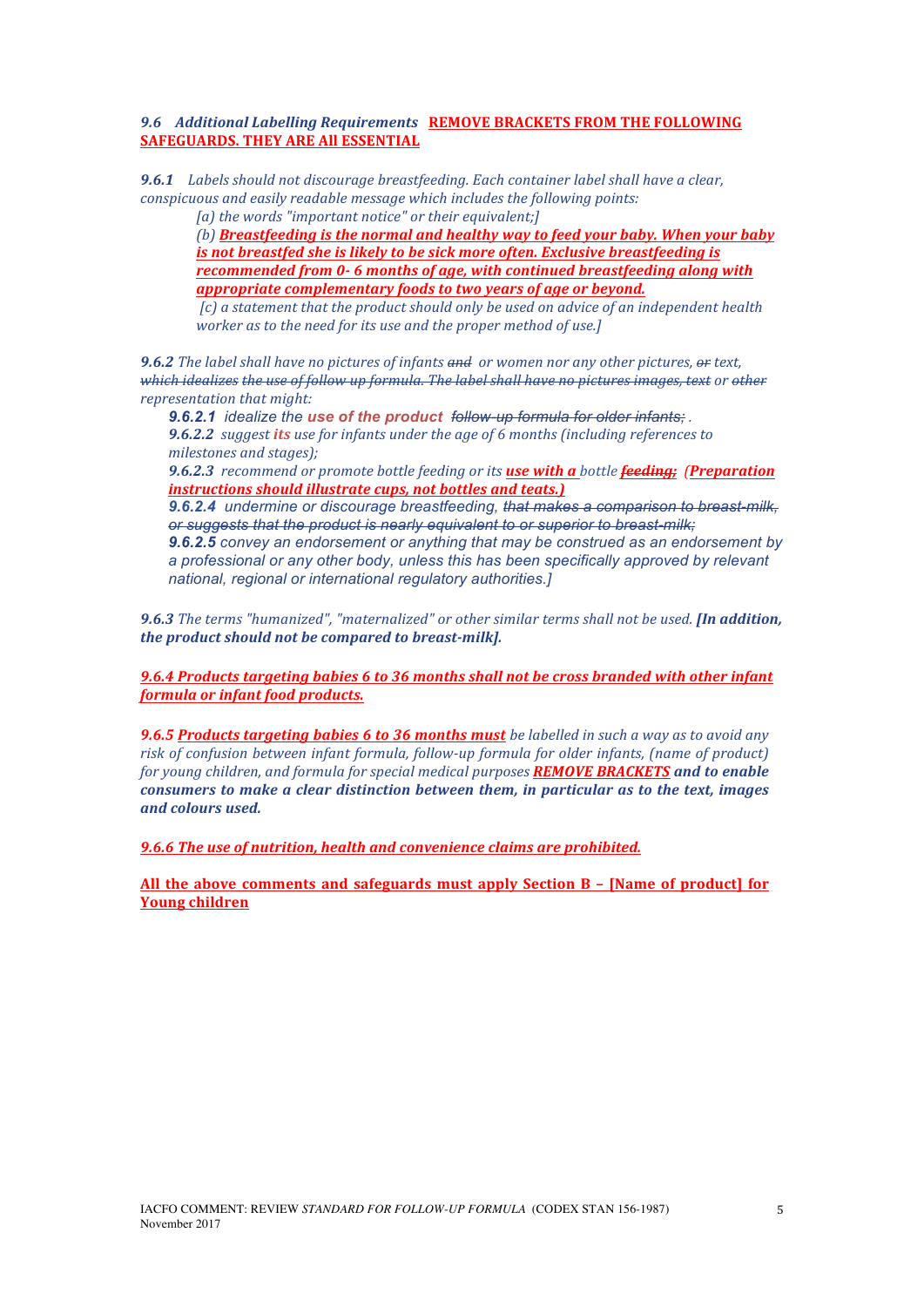***9.6 Additional Labelling Requirements*** **REMOVE BRACKETS FROM THE FOLLOWING SAFEGUARDS. THEY ARE All ESSENTIAL**

***9.6.1*** *Labels should not discourage breastfeeding. Each container label shall have a clear, conspicuous and easily readable message which includes the following points:*

*[a) the words "important notice" or their equivalent;]*

*(b)* ***Breastfeeding is the normal and healthy way to feed your baby. When your baby is not breastfed she is likely to be sick more often. Exclusive breastfeeding is recommended from 0- 6 months of age, with continued breastfeeding along with appropriate complementary foods to two years of age or beyond.***

*[c) a statement that the product should only be used on advice of an independent health worker as to the need for its use and the proper method of use.]*

***9.6.2*** *The label shall have no pictures of infants ~~and~~ or women nor any other pictures, ~~or~~ text, ~~which idealizes the use of follow-up formula. The label shall have no pictures images, text~~ or ~~other~~ representation that might:*

***9.6.2.1*** *idealize the* ***use of the product*** *~~follow-up formula for older infants;~~ .*

***9.6.2.2*** *suggest* ***its*** *use for infants under the age of 6 months (including references to milestones and stages);*

***9.6.2.3*** *recommend or promote bottle feeding or its* ***use with a*** *bottle* ***~~feeding;~~*** *(**Preparation instructions should illustrate cups, not bottles and teats.)***

***9.6.2.4*** *undermine or discourage breastfeeding, ~~that makes a comparison to breast-milk, or suggests that the product is nearly equivalent to or superior to breast-milk;~~*

***9.6.2.5*** *convey an endorsement or anything that may be construed as an endorsement by a professional or any other body, unless this has been specifically approved by relevant national, regional or international regulatory authorities.]*

***9.6.3*** *The terms "humanized", "maternalized" or other similar terms shall not be used.* ***[In addition, the product should not be compared to breast-milk].***

***9.6.4 Products targeting babies 6 to 36 months shall not be cross branded with other infant formula or infant food products.***

***9.6.5 Products targeting babies 6 to 36 months must*** *be labelled in such a way as to avoid any risk of confusion between infant formula, follow-up formula for older infants, (name of product) for young children, and formula for special medical purposes* ***REMOVE BRACKETS and to enable consumers to make a clear distinction between them, in particular as to the text, images and colours used.***

***9.6.6 The use of nutrition, health and convenience claims are prohibited.***

**All the above comments and safeguards must apply Section B – [Name of product] for Young children**